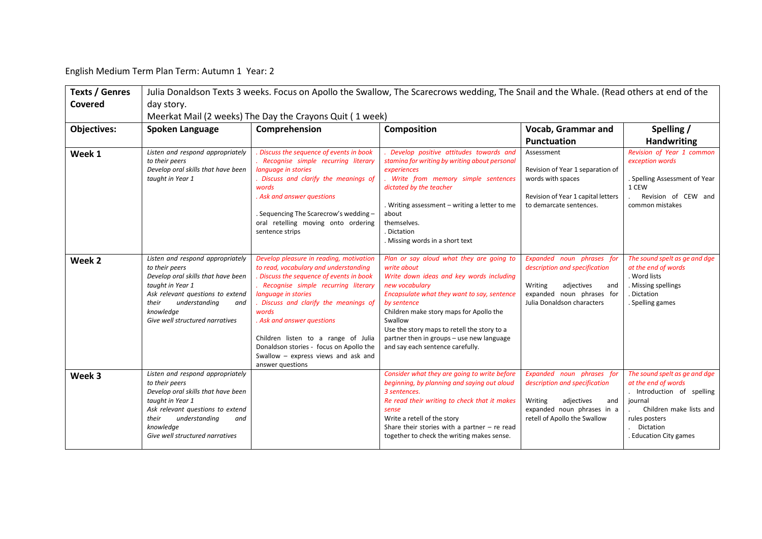English Medium Term Plan Term: Autumn 1 Year: 2

| **Texts / Genres Covered** | Julia Donaldson Texts 3 weeks. Focus on Apollo the Swallow, The Scarecrows wedding, The Snail and the Whale. (Read others at end of the day story. Meerkat Mail (2 weeks) The Day the Crayons Quit ( 1 week) | | | | |
|---|---|---|---|---|---|
| **Objectives:** | **Spoken Language** | **Comprehension** | **Composition** | **Vocab, Grammar and Punctuation** | **Spelling / Handwriting** |
| **Week 1** | *Listen and respond appropriately to their peers*<br>*Develop oral skills that have been taught in Year 1* | *. Discuss the sequence of events in book*<br>*. Recognise simple recurring literary language in stories*<br>*. Discuss and clarify the meanings of words*<br>*. Ask and answer questions*<br><br>. Sequencing The Scarecrow's wedding – oral retelling moving onto ordering sentence strips | *. Develop positive attitudes towards and stamina for writing by writing about personal experiences*<br>*. Write from memory simple sentences dictated by the teacher*<br><br>. Writing assessment – writing a letter to me about themselves.<br>. Dictation<br>. Missing words in a short text | Assessment<br><br>Revision of Year 1 separation of words with spaces<br><br>Revision of Year 1 capital letters to demarcate sentences. | *Revision of Year 1 common exception words*<br><br>. Spelling Assessment of Year 1 CEW<br>. Revision of CEW and common mistakes |
| **Week 2** | *Listen and respond appropriately to their peers*<br>*Develop oral skills that have been taught in Year 1*<br>*Ask relevant questions to extend their understanding and knowledge*<br>*Give well structured narratives* | *Develop pleasure in reading, motivation to read, vocabulary and understanding*<br>*. Discuss the sequence of events in book*<br>*. Recognise simple recurring literary language in stories*<br>*. Discuss and clarify the meanings of words*<br>*. Ask and answer questions*<br><br>Children listen to a range of Julia Donaldson stories - focus on Apollo the Swallow – express views and ask and answer questions | *Plan or say aloud what they are going to write about*<br>*Write down ideas and key words including new vocabulary*<br>*Encapsulate what they want to say, sentence by sentence*<br>Children make story maps for Apollo the Swallow<br>Use the story maps to retell the story to a partner then in groups – use new language and say each sentence carefully. | *Expanded noun phrases for description and specification*<br><br>Writing adjectives and expanded noun phrases for Julia Donaldson characters | *The sound spelt as ge and dge at the end of words*<br>. Word lists<br>. Missing spellings<br>. Dictation<br>. Spelling games |
| **Week 3** | *Listen and respond appropriately to their peers*<br>*Develop oral skills that have been taught in Year 1*<br>*Ask relevant questions to extend their understanding and knowledge*<br>*Give well structured narratives* | | *Consider what they are going to write before beginning, by planning and saying out aloud 3 sentences.*<br>*Re read their writing to check that it makes sense*<br>Write a retell of the story<br>Share their stories with a partner – re read together to check the writing makes sense. | *Expanded noun phrases for description and specification*<br><br>Writing adjectives and expanded noun phrases in a retell of Apollo the Swallow | *The sound spelt as ge and dge at the end of words*<br>. Introduction of spelling journal<br>. Children make lists and rules posters<br>. Dictation<br>. Education City games |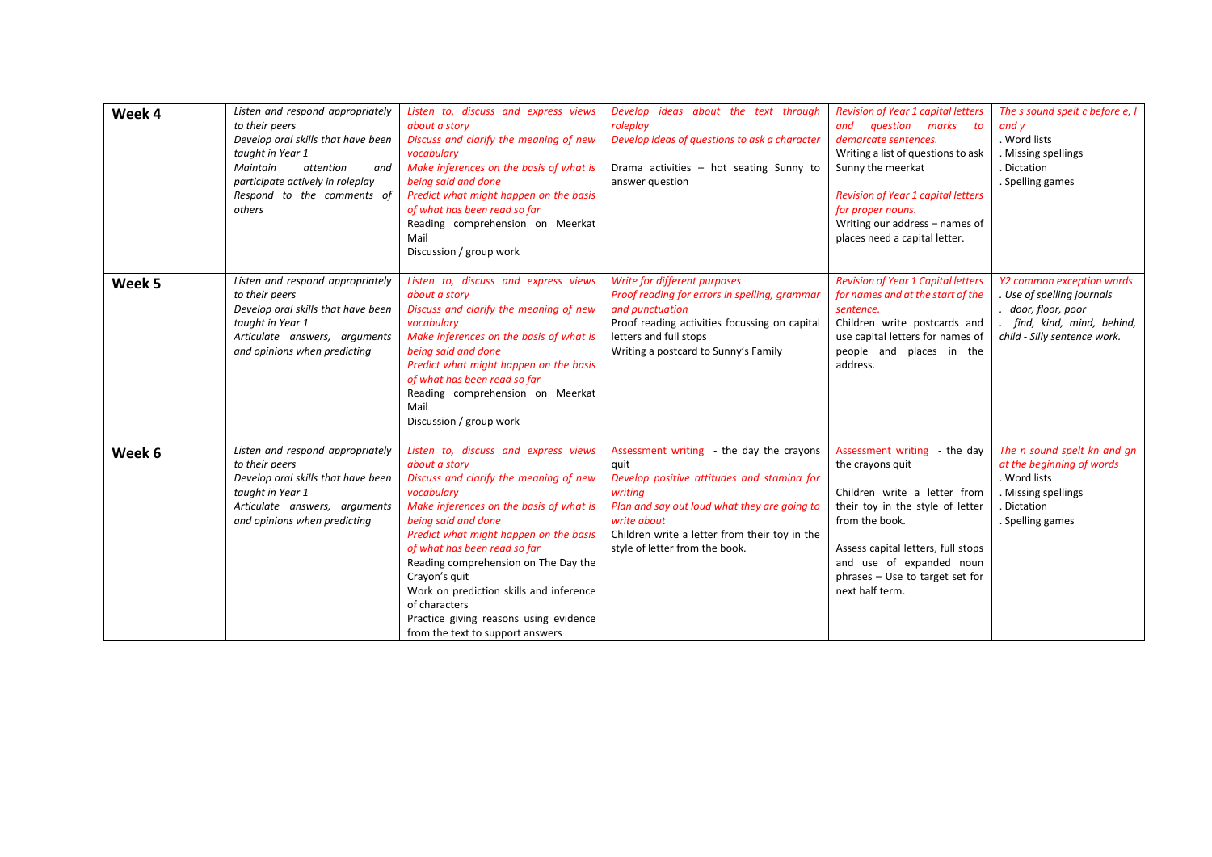| Week 4 | *Listen and respond appropriately to their peers*<br>*Develop oral skills that have been taught in Year 1*<br>*Maintain attention and participate actively in roleplay*<br>*Respond to the comments of others* | *Listen to, discuss and express views about a story*<br>*Discuss and clarify the meaning of new vocabulary*<br>*Make inferences on the basis of what is being said and done*<br>*Predict what might happen on the basis of what has been read so far*<br>Reading comprehension on Meerkat Mail<br>Discussion / group work | *Develop ideas about the text through roleplay*<br>*Develop ideas of questions to ask a character*<br><br>Drama activities – hot seating Sunny to answer question | *Revision of Year 1 capital letters and question marks to demarcate sentences.*<br>Writing a list of questions to ask Sunny the meerkat<br><br>*Revision of Year 1 capital letters for proper nouns.*<br>Writing our address – names of places need a capital letter. | *The s sound spelt c before e, I and y*<br>. Word lists<br>. Missing spellings<br>. Dictation<br>. Spelling games |
|---|---|---|---|---|---|
| Week 5 | *Listen and respond appropriately to their peers*<br>*Develop oral skills that have been taught in Year 1*<br>*Articulate answers, arguments and opinions when predicting* | *Listen to, discuss and express views about a story*<br>*Discuss and clarify the meaning of new vocabulary*<br>*Make inferences on the basis of what is being said and done*<br>*Predict what might happen on the basis of what has been read so far*<br>Reading comprehension on Meerkat Mail<br>Discussion / group work | *Write for different purposes*<br>*Proof reading for errors in spelling, grammar and punctuation*<br>Proof reading activities focussing on capital letters and full stops<br>Writing a postcard to Sunny's Family | *Revision of Year 1 Capital letters for names and at the start of the sentence.*<br>Children write postcards and use capital letters for names of people and places in the address. | *Y2 common exception words*<br>*. Use of spelling journals*<br>*. door, floor, poor*<br>*. find, kind, mind, behind, child - Silly sentence work.* |
| Week 6 | *Listen and respond appropriately to their peers*<br>*Develop oral skills that have been taught in Year 1*<br>*Articulate answers, arguments and opinions when predicting* | *Listen to, discuss and express views about a story*<br>*Discuss and clarify the meaning of new vocabulary*<br>*Make inferences on the basis of what is being said and done*<br>*Predict what might happen on the basis of what has been read so far*<br>Reading comprehension on The Day the Crayon's quit<br>Work on prediction skills and inference of characters<br>Practice giving reasons using evidence from the text to support answers | Assessment writing - the day the crayons quit<br>*Develop positive attitudes and stamina for writing*<br>*Plan and say out loud what they are going to write about*<br>Children write a letter from their toy in the style of letter from the book. | Assessment writing - the day the crayons quit<br><br>Children write a letter from their toy in the style of letter from the book.<br><br>Assess capital letters, full stops and use of expanded noun phrases – Use to target set for next half term. | *The n sound spelt kn and gn at the beginning of words*<br>. Word lists<br>. Missing spellings<br>. Dictation<br>. Spelling games |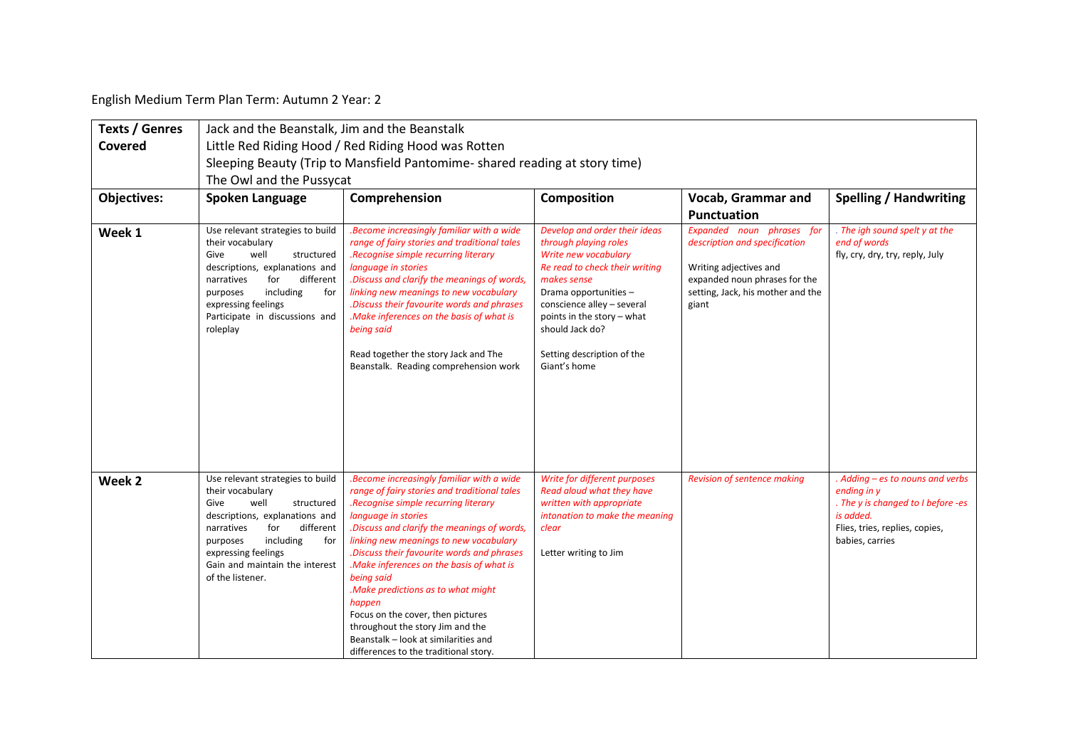English Medium Term Plan Term: Autumn 2 Year: 2

| **Texts / Genres Covered** | Jack and the Beanstalk, Jim and the Beanstalk<br>Little Red Riding Hood / Red Riding Hood was Rotten<br>Sleeping Beauty (Trip to Mansfield Pantomime- shared reading at story time)<br>The Owl and the Pussycat | | | | |
|---|---|---|---|---|---|
| **Objectives:** | **Spoken Language** | **Comprehension** | **Composition** | **Vocab, Grammar and Punctuation** | **Spelling / Handwriting** |
| **Week 1** | Use relevant strategies to build their vocabulary<br>Give well structured descriptions, explanations and narratives for different purposes including for expressing feelings<br>Participate in discussions and roleplay | *.Become increasingly familiar with a wide range of fairy stories and traditional tales*<br>*.Recognise simple recurring literary language in stories*<br>*.Discuss and clarify the meanings of words, linking new meanings to new vocabulary*<br>*.Discuss their favourite words and phrases*<br>*.Make inferences on the basis of what is being said*<br><br>Read together the story Jack and The Beanstalk. Reading comprehension work | *Develop and order their ideas through playing roles*<br>*Write new vocabulary*<br>*Re read to check their writing makes sense*<br>Drama opportunities – conscience alley – several points in the story – what should Jack do?<br><br>Setting description of the Giant's home | *Expanded noun phrases for description and specification*<br><br>Writing adjectives and expanded noun phrases for the setting, Jack, his mother and the giant | *. The igh sound spelt y at the end of words*<br>fly, cry, dry, try, reply, July |
| **Week 2** | Use relevant strategies to build their vocabulary<br>Give well structured descriptions, explanations and narratives for different purposes including for expressing feelings<br>Gain and maintain the interest of the listener. | *.Become increasingly familiar with a wide range of fairy stories and traditional tales*<br>*.Recognise simple recurring literary language in stories*<br>*.Discuss and clarify the meanings of words, linking new meanings to new vocabulary*<br>*.Discuss their favourite words and phrases*<br>*.Make inferences on the basis of what is being said*<br>*.Make predictions as to what might happen*<br>Focus on the cover, then pictures throughout the story Jim and the Beanstalk – look at similarities and differences to the traditional story. | *Write for different purposes*<br>*Read aloud what they have written with appropriate intonation to make the meaning clear*<br><br>Letter writing to Jim | *Revision of sentence making* | *. Adding – es to nouns and verbs ending in y*<br>*. The y is changed to I before -es is added.*<br>Flies, tries, replies, copies, babies, carries |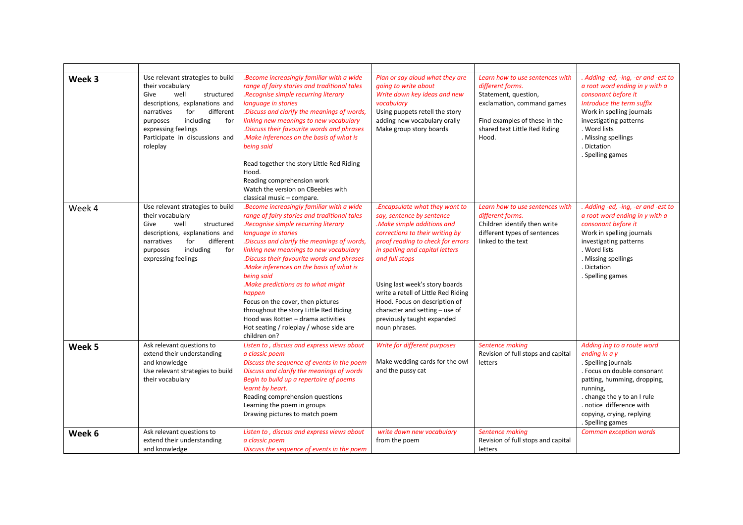| | | | | | |
|---|---|---|---|---|---|
| **Week 3** | Use relevant strategies to build their vocabulary<br>Give well structured descriptions, explanations and narratives for different purposes including for expressing feelings<br>Participate in discussions and roleplay | *.Become increasingly familiar with a wide range of fairy stories and traditional tales*<br>*.Recognise simple recurring literary language in stories*<br>*.Discuss and clarify the meanings of words, linking new meanings to new vocabulary*<br>*.Discuss their favourite words and phrases*<br>*.Make inferences on the basis of what is being said*<br><br>Read together the story Little Red Riding Hood.<br>Reading comprehension work<br>Watch the version on CBeebies with classical music – compare. | *Plan or say aloud what they are going to write about*<br>*Write down key ideas and new vocabulary*<br>Using puppets retell the story adding new vocabulary orally<br>Make group story boards | *Learn how to use sentences with different forms.*<br>Statement, question, exclamation, command games<br><br>Find examples of these in the shared text Little Red Riding Hood. | *. Adding -ed, -ing, -er and -est to a root word ending in y with a consonant before it*<br>*Introduce the term suffix*<br>Work in spelling journals investigating patterns<br>. Word lists<br>. Missing spellings<br>. Dictation<br>. Spelling games |
| Week 4 | Use relevant strategies to build their vocabulary<br>Give well structured descriptions, explanations and narratives for different purposes including for expressing feelings | *.Become increasingly familiar with a wide range of fairy stories and traditional tales*<br>*.Recognise simple recurring literary language in stories*<br>*.Discuss and clarify the meanings of words, linking new meanings to new vocabulary*<br>*.Discuss their favourite words and phrases*<br>*.Make inferences on the basis of what is being said*<br>*.Make predictions as to what might happen*<br>Focus on the cover, then pictures throughout the story Little Red Riding Hood was Rotten – drama activities<br>Hot seating / roleplay / whose side are children on? | *.Encapsulate what they want to say, sentence by sentence*<br>*.Make simple additions and corrections to their writing by proof reading to check for errors in spelling and capital letters and full stops*<br><br>Using last week's story boards write a retell of Little Red Riding Hood. Focus on description of character and setting – use of previously taught expanded noun phrases. | *Learn how to use sentences with different forms.*<br>Children identify then write different types of sentences linked to the text | *. Adding -ed, -ing, -er and -est to a root word ending in y with a consonant before it*<br>Work in spelling journals investigating patterns<br>. Word lists<br>. Missing spellings<br>. Dictation<br>. Spelling games |
| **Week 5** | Ask relevant questions to extend their understanding and knowledge<br>Use relevant strategies to build their vocabulary | *Listen to , discuss and express views about a classic poem*<br>*Discuss the sequence of events in the poem*<br>*Discuss and clarify the meanings of words*<br>*Begin to build up a repertoire of poems learnt by heart.*<br>Reading comprehension questions<br>Learning the poem in groups<br>Drawing pictures to match poem | *Write for different purposes*<br><br>Make wedding cards for the owl and the pussy cat | *Sentence making*<br>Revision of full stops and capital letters | *Adding ing to a route word ending in a y*<br>. Spelling journals<br>. Focus on double consonant patting, humming, dropping, running,<br>. change the y to an I rule<br>. notice difference with copying, crying, replying<br>. Spelling games |
| **Week 6** | Ask relevant questions to extend their understanding and knowledge | *Listen to , discuss and express views about a classic poem*<br>*Discuss the sequence of events in the poem* | *write down new vocabulary* from the poem | *Sentence making*<br>Revision of full stops and capital letters | *Common exception words* |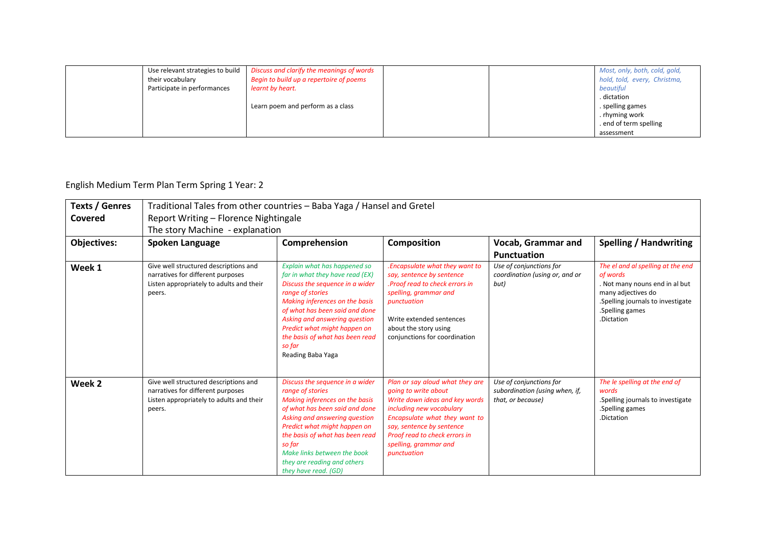| | Use relevant strategies to build their vocabulary<br>Participate in performances | *Discuss and clarify the meanings of words*<br>*Begin to build up a repertoire of poems learnt by heart.*<br><br>Learn poem and perform as a class | | | *Most, only, both, cold, gold, hold, told, every, Christma, beautiful*<br>. dictation<br>. spelling games<br>. rhyming work<br>. end of term spelling assessment |
|---|---|---|---|---|---|

English Medium Term Plan Term Spring 1 Year: 2

| **Texts / Genres Covered** | Traditional Tales from other countries – Baba Yaga / Hansel and Gretel<br>Report Writing – Florence Nightingale<br>The story Machine - explanation | | | | |
|---|---|---|---|---|---|
| **Objectives:** | **Spoken Language** | **Comprehension** | **Composition** | **Vocab, Grammar and Punctuation** | **Spelling / Handwriting** |
| **Week 1** | Give well structured descriptions and narratives for different purposes<br>Listen appropriately to adults and their peers. | *Explain what has happened so far in what they have read (EX)*<br>*Discuss the sequence in a wider range of stories*<br>*Making inferences on the basis of what has been said and done*<br>*Asking and answering question*<br>*Predict what might happen on the basis of what has been read so far*<br>Reading Baba Yaga | *.Encapsulate what they want to say, sentence by sentence*<br>*.Proof read to check errors in spelling, grammar and punctuation*<br><br>Write extended sentences about the story using conjunctions for coordination | *Use of conjunctions for coordination (using or, and or but)* | *The el and al spelling at the end of words*<br>. Not many nouns end in al but many adjectives do<br>.Spelling journals to investigate<br>.Spelling games<br>.Dictation |
| **Week 2** | Give well structured descriptions and narratives for different purposes<br>Listen appropriately to adults and their peers. | *Discuss the sequence in a wider range of stories*<br>*Making inferences on the basis of what has been said and done*<br>*Asking and answering question*<br>*Predict what might happen on the basis of what has been read so far*<br>*Make links between the book they are reading and others they have read. (GD)* | *Plan or say aloud what they are going to write about*<br>*Write down ideas and key words including new vocabulary*<br>*Encapsulate what they want to say, sentence by sentence*<br>*Proof read to check errors in spelling, grammar and punctuation* | *Use of conjunctions for subordination (using when, if, that, or because)* | *The le spelling at the end of words*<br>.Spelling journals to investigate<br>.Spelling games<br>.Dictation |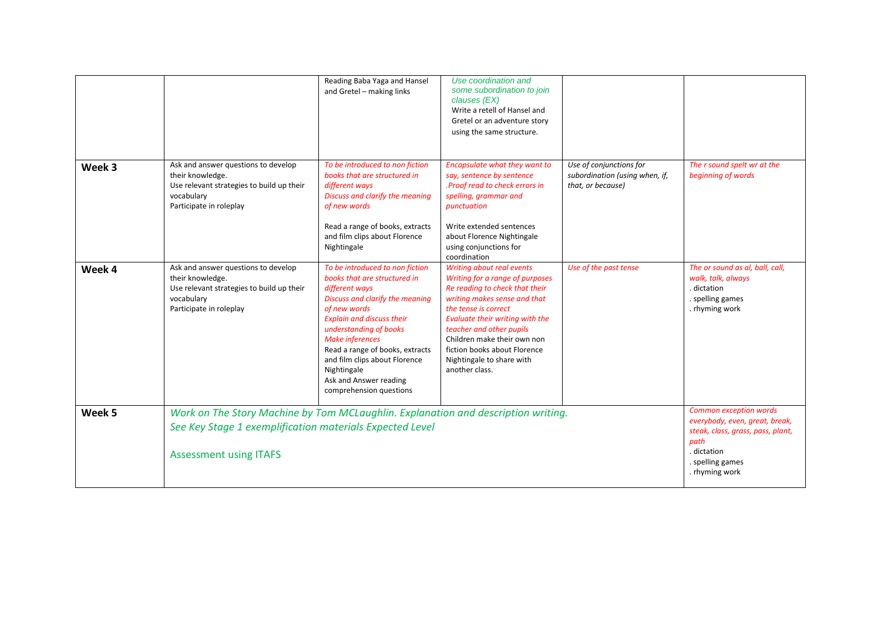| | | | | | |
|---|---|---|---|---|---|
| | | Reading Baba Yaga and Hansel and Gretel – making links | *Use coordination and some subordination to join clauses (EX)*<br>Write a retell of Hansel and Gretel or an adventure story using the same structure. | | |
| **Week 3** | Ask and answer questions to develop their knowledge.<br>Use relevant strategies to build up their vocabulary<br>Participate in roleplay | *To be introduced to non fiction books that are structured in different ways*<br>*Discuss and clarify the meaning of new words*<br><br>Read a range of books, extracts and film clips about Florence Nightingale | *Encapsulate what they want to say, sentence by sentence*<br>*.Proof read to check errors in spelling, grammar and punctuation*<br><br>Write extended sentences about Florence Nightingale using conjunctions for coordination | *Use of conjunctions for subordination (using when, if, that, or because)* | *The r sound spelt wr at the beginning of words* |
| **Week 4** | Ask and answer questions to develop their knowledge.<br>Use relevant strategies to build up their vocabulary<br>Participate in roleplay | *To be introduced to non fiction books that are structured in different ways*<br>*Discuss and clarify the meaning of new words*<br>*Explain and discuss their understanding of books*<br>*Make inferences*<br>Read a range of books, extracts and film clips about Florence Nightingale<br>Ask and Answer reading comprehension questions | *Writing about real events*<br>*Writing for a range of purposes*<br>*Re reading to check that their writing makes sense and that the tense is correct*<br>*Evaluate their writing with the teacher and other pupils*<br>Children make their own non fiction books about Florence Nightingale to share with another class. | *Use of the past tense* | *The or sound as al, ball, call, walk, talk, always*<br>. dictation<br>. spelling games<br>. rhyming work |
| **Week 5** | *Work on The Story Machine by Tom MCLaughlin. Explanation and description writing.*<br>*See Key Stage 1 exemplification materials Expected Level*<br><br>Assessment using ITAFS | | | | *Common exception words everybody, even, great, break, steak, class, grass, pass, plant, path*<br>. dictation<br>. spelling games<br>. rhyming work |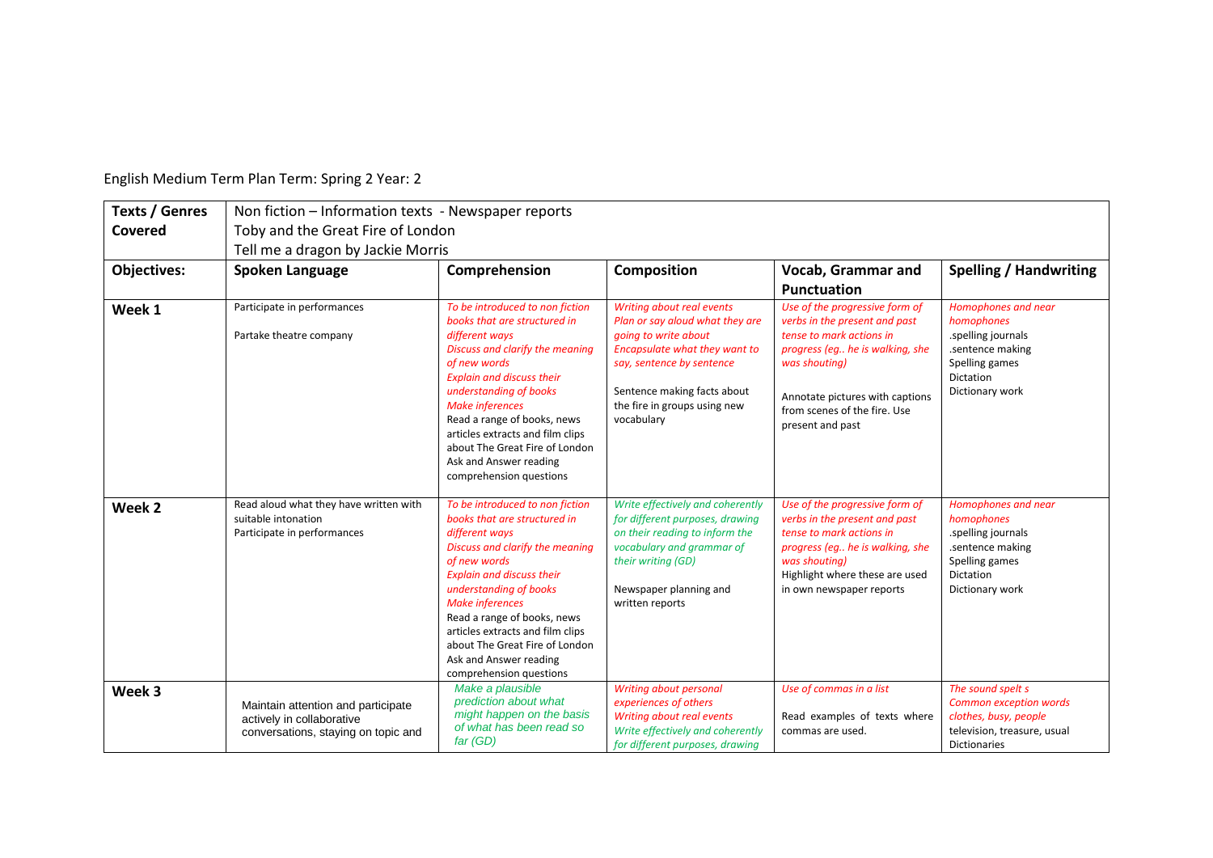English Medium Term Plan Term: Spring 2 Year: 2

| **Texts / Genres Covered** | Non fiction – Information texts - Newspaper reports<br>Toby and the Great Fire of London<br>Tell me a dragon by Jackie Morris | | | |
|---|---|---|---|---|
| **Objectives:** | **Spoken Language** | **Comprehension** | **Composition** | **Vocab, Grammar and Punctuation** | **Spelling / Handwriting** |
| **Week 1** | Participate in performances<br><br>Partake theatre company | *To be introduced to non fiction books that are structured in different ways*<br>*Discuss and clarify the meaning of new words*<br>*Explain and discuss their understanding of books*<br>*Make inferences*<br>Read a range of books, news articles extracts and film clips about The Great Fire of London<br>Ask and Answer reading comprehension questions | *Writing about real events*<br>*Plan or say aloud what they are going to write about*<br>*Encapsulate what they want to say, sentence by sentence*<br><br>Sentence making facts about the fire in groups using new vocabulary | *Use of the progressive form of verbs in the present and past tense to mark actions in progress (eg.. he is walking, she was shouting)*<br><br>Annotate pictures with captions from scenes of the fire. Use present and past | *Homophones and near homophones*<br>.spelling journals<br>.sentence making<br>Spelling games<br>Dictation<br>Dictionary work |
| **Week 2** | Read aloud what they have written with suitable intonation<br>Participate in performances | *To be introduced to non fiction books that are structured in different ways*<br>*Discuss and clarify the meaning of new words*<br>*Explain and discuss their understanding of books*<br>*Make inferences*<br>Read a range of books, news articles extracts and film clips about The Great Fire of London<br>Ask and Answer reading comprehension questions | *Write effectively and coherently for different purposes, drawing on their reading to inform the vocabulary and grammar of their writing (GD)*<br><br>Newspaper planning and written reports | *Use of the progressive form of verbs in the present and past tense to mark actions in progress (eg.. he is walking, she was shouting)*<br>Highlight where these are used in own newspaper reports | *Homophones and near homophones*<br>.spelling journals<br>.sentence making<br>Spelling games<br>Dictation<br>Dictionary work |
| **Week 3** | Maintain attention and participate actively in collaborative conversations, staying on topic and | *Make a plausible prediction about what might happen on the basis of what has been read so far (GD)* | *Writing about personal experiences of others*<br>*Writing about real events*<br>*Write effectively and coherently for different purposes, drawing* | *Use of commas in a list*<br><br>Read examples of texts where commas are used. | *The sound spelt s*<br>*Common exception words*<br>*clothes, busy, people*<br>television, treasure, usual<br>Dictionaries |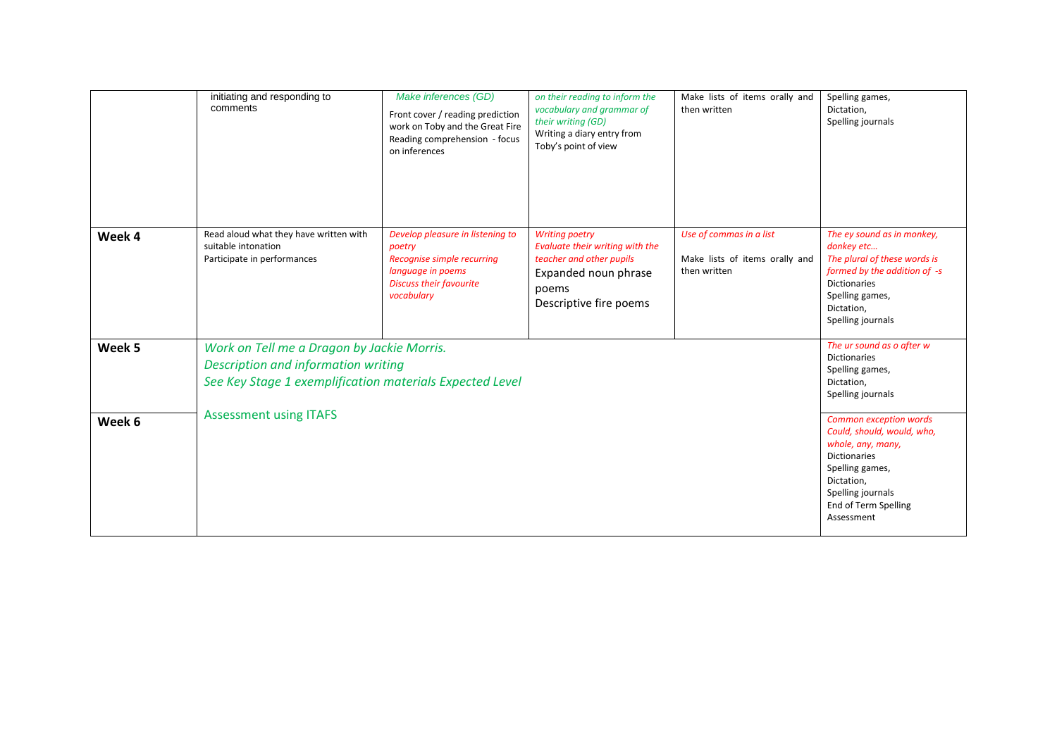| | | | | | |
|---|---|---|---|---|---|
| | initiating and responding to comments | *Make inferences (GD)*<br>Front cover / reading prediction work on Toby and the Great Fire<br>Reading comprehension - focus on inferences | *on their reading to inform the vocabulary and grammar of their writing (GD)*<br>Writing a diary entry from Toby's point of view | Make lists of items orally and then written | Spelling games,<br>Dictation,<br>Spelling journals |
| **Week 4** | Read aloud what they have written with suitable intonation<br>Participate in performances | *Develop pleasure in listening to poetry*<br>*Recognise simple recurring language in poems*<br>*Discuss their favourite vocabulary* | *Writing poetry*<br>*Evaluate their writing with the teacher and other pupils*<br>Expanded noun phrase poems<br>Descriptive fire poems | *Use of commas in a list*<br>Make lists of items orally and then written | *The ey sound as in monkey, donkey etc…*<br>*The plural of these words is formed by the addition of -s*<br>Dictionaries<br>Spelling games,<br>Dictation,<br>Spelling journals |
| **Week 5** | *Work on Tell me a Dragon by Jackie Morris.*<br>*Description and information writing*<br>*See Key Stage 1 exemplification materials Expected Level* | | | | *The ur sound as o after w*<br>Dictionaries<br>Spelling games,<br>Dictation,<br>Spelling journals |
| **Week 6** | Assessment using ITAFS | | | | *Common exception words*<br>*Could, should, would, who, whole, any, many,*<br>Dictionaries<br>Spelling games,<br>Dictation,<br>Spelling journals<br>End of Term Spelling Assessment |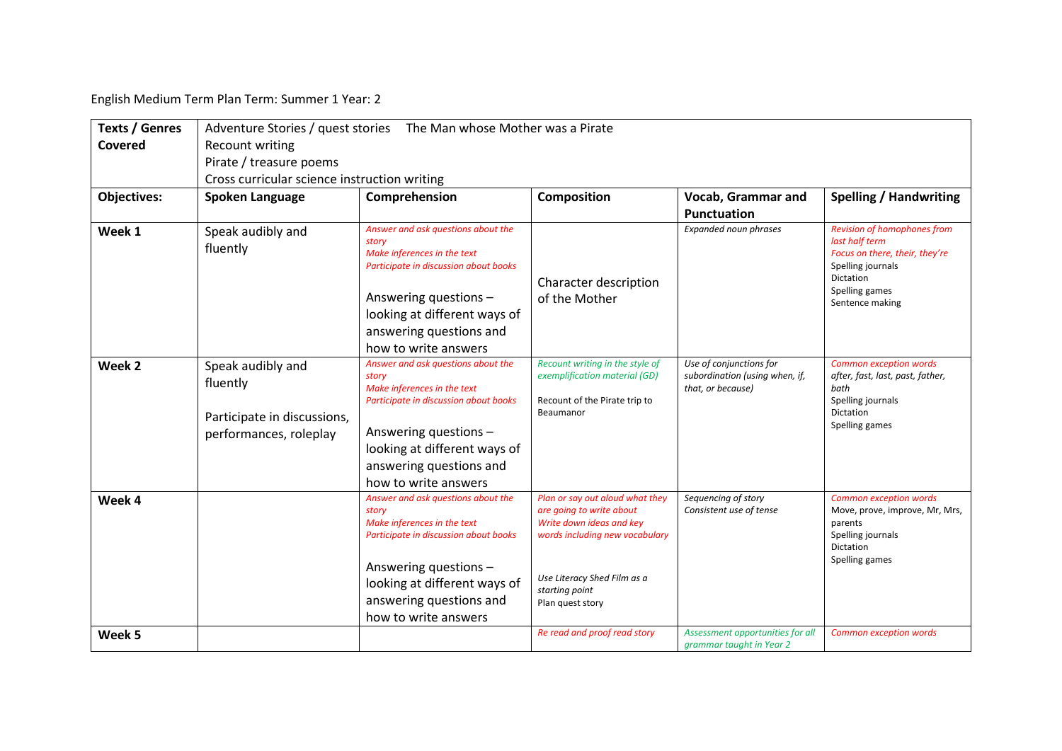English Medium Term Plan Term: Summer 1 Year: 2

| **Texts / Genres Covered** | Adventure Stories / quest stories The Man whose Mother was a Pirate<br>Recount writing<br>Pirate / treasure poems<br>Cross curricular science instruction writing | | | | |
|---|---|---|---|---|---|
| **Objectives:** | **Spoken Language** | **Comprehension** | **Composition** | **Vocab, Grammar and Punctuation** | **Spelling / Handwriting** |
| **Week 1** | Speak audibly and fluently | *Answer and ask questions about the story*<br>*Make inferences in the text*<br>*Participate in discussion about books*<br><br>Answering questions – looking at different ways of answering questions and how to write answers | Character description of the Mother | *Expanded noun phrases* | *Revision of homophones from last half term*<br>*Focus on there, their, they're*<br>Spelling journals<br>Dictation<br>Spelling games<br>Sentence making |
| **Week 2** | Speak audibly and fluently<br><br>Participate in discussions, performances, roleplay | *Answer and ask questions about the story*<br>*Make inferences in the text*<br>*Participate in discussion about books*<br><br>Answering questions – looking at different ways of answering questions and how to write answers | *Recount writing in the style of exemplification material (GD)*<br><br>Recount of the Pirate trip to Beaumanor | *Use of conjunctions for subordination (using when, if, that, or because)* | *Common exception words*<br>*after, fast, last, past, father, bath*<br>Spelling journals<br>Dictation<br>Spelling games |
| **Week 4** | | *Answer and ask questions about the story*<br>*Make inferences in the text*<br>*Participate in discussion about books*<br><br>Answering questions – looking at different ways of answering questions and how to write answers | *Plan or say out aloud what they are going to write about*<br>*Write down ideas and key words including new vocabulary*<br><br>*Use Literacy Shed Film as a starting point*<br>Plan quest story | *Sequencing of story*<br>*Consistent use of tense* | *Common exception words*<br>Move, prove, improve, Mr, Mrs, parents<br>Spelling journals<br>Dictation<br>Spelling games |
| **Week 5** | | | *Re read and proof read story* | *Assessment opportunities for all grammar taught in Year 2* | *Common exception words* |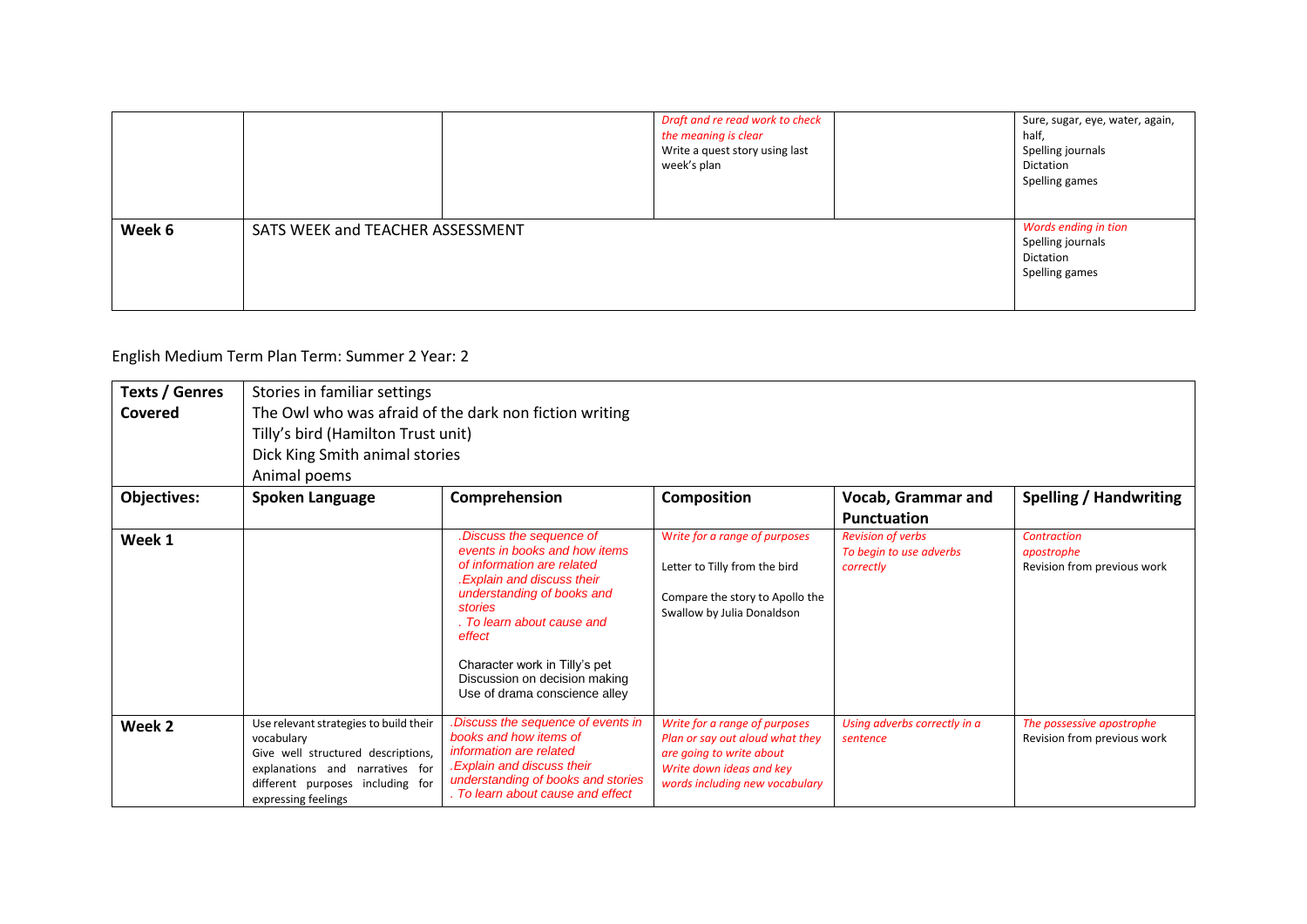| | | | | | |
|---|---|---|---|---|---|
| | | | *Draft and re read work to check the meaning is clear*<br>Write a quest story using last week's plan | | Sure, sugar, eye, water, again, half,<br>Spelling journals<br>Dictation<br>Spelling games |
| **Week 6** | SATS WEEK and TEACHER ASSESSMENT | | | | *Words ending in tion*<br>Spelling journals<br>Dictation<br>Spelling games |

English Medium Term Plan Term: Summer 2 Year: 2

| **Texts / Genres Covered** | Stories in familiar settings<br>The Owl who was afraid of the dark non fiction writing<br>Tilly's bird (Hamilton Trust unit)<br>Dick King Smith animal stories<br>Animal poems | | | | |
|---|---|---|---|---|---|
| **Objectives:** | **Spoken Language** | **Comprehension** | **Composition** | **Vocab, Grammar and Punctuation** | **Spelling / Handwriting** |
| **Week 1** | | *.Discuss the sequence of events in books and how items of information are related*<br>*.Explain and discuss their understanding of books and stories*<br>*. To learn about cause and effect*<br><br>Character work in Tilly's pet<br>Discussion on decision making<br>Use of drama conscience alley | *Write for a range of purposes*<br><br>Letter to Tilly from the bird<br><br>Compare the story to Apollo the Swallow by Julia Donaldson | *Revision of verbs*<br>*To begin to use adverbs correctly* | *Contraction apostrophe*<br>Revision from previous work |
| **Week 2** | Use relevant strategies to build their vocabulary<br>Give well structured descriptions, explanations and narratives for different purposes including for expressing feelings | *.Discuss the sequence of events in books and how items of information are related*<br>*.Explain and discuss their understanding of books and stories*<br>*. To learn about cause and effect* | *Write for a range of purposes*<br>*Plan or say out aloud what they are going to write about*<br>*Write down ideas and key words including new vocabulary* | *Using adverbs correctly in a sentence* | *The possessive apostrophe*<br>Revision from previous work |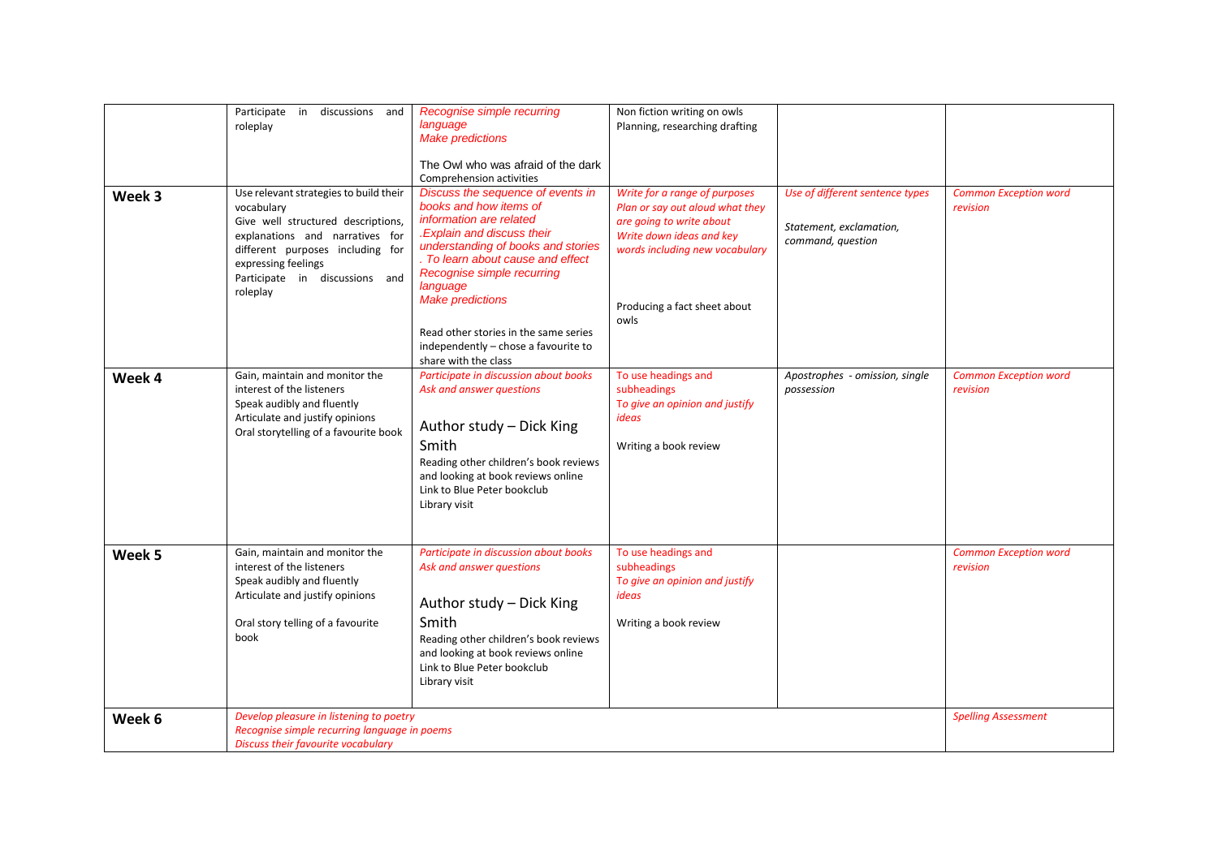| | | | | | |
|---|---|---|---|---|---|
| | Participate in discussions and roleplay | *Recognise simple recurring language*<br>*Make predictions*<br><br>The Owl who was afraid of the dark<br>Comprehension activities | Non fiction writing on owls<br>Planning, researching drafting | | |
| **Week 3** | Use relevant strategies to build their vocabulary<br>Give well structured descriptions, explanations and narratives for different purposes including for expressing feelings<br>Participate in discussions and roleplay | *Discuss the sequence of events in books and how items of information are related*<br>*.Explain and discuss their understanding of books and stories*<br>*. To learn about cause and effect*<br>*Recognise simple recurring language*<br>*Make predictions*<br><br>Read other stories in the same series independently – chose a favourite to share with the class | *Write for a range of purposes*<br>*Plan or say out aloud what they are going to write about*<br>*Write down ideas and key words including new vocabulary*<br><br>Producing a fact sheet about owls | *Use of different sentence types*<br><br>*Statement, exclamation, command, question* | *Common Exception word revision* |
| **Week 4** | Gain, maintain and monitor the interest of the listeners<br>Speak audibly and fluently<br>Articulate and justify opinions<br>Oral storytelling of a favourite book | *Participate in discussion about books*<br>*Ask and answer questions*<br><br>Author study – Dick King Smith<br>Reading other children's book reviews and looking at book reviews online<br>Link to Blue Peter bookclub<br>Library visit | To use headings and subheadings<br>*To give an opinion and justify ideas*<br><br>Writing a book review | *Apostrophes - omission, single possession* | *Common Exception word revision* |
| **Week 5** | Gain, maintain and monitor the interest of the listeners<br>Speak audibly and fluently<br>Articulate and justify opinions<br><br>Oral story telling of a favourite book | *Participate in discussion about books*<br>*Ask and answer questions*<br><br>Author study – Dick King Smith<br>Reading other children's book reviews and looking at book reviews online<br>Link to Blue Peter bookclub<br>Library visit | To use headings and subheadings<br>*To give an opinion and justify ideas*<br><br>Writing a book review | | *Common Exception word revision* |
| **Week 6** | *Develop pleasure in listening to poetry*<br>*Recognise simple recurring language in poems*<br>*Discuss their favourite vocabulary* | | | | *Spelling Assessment* |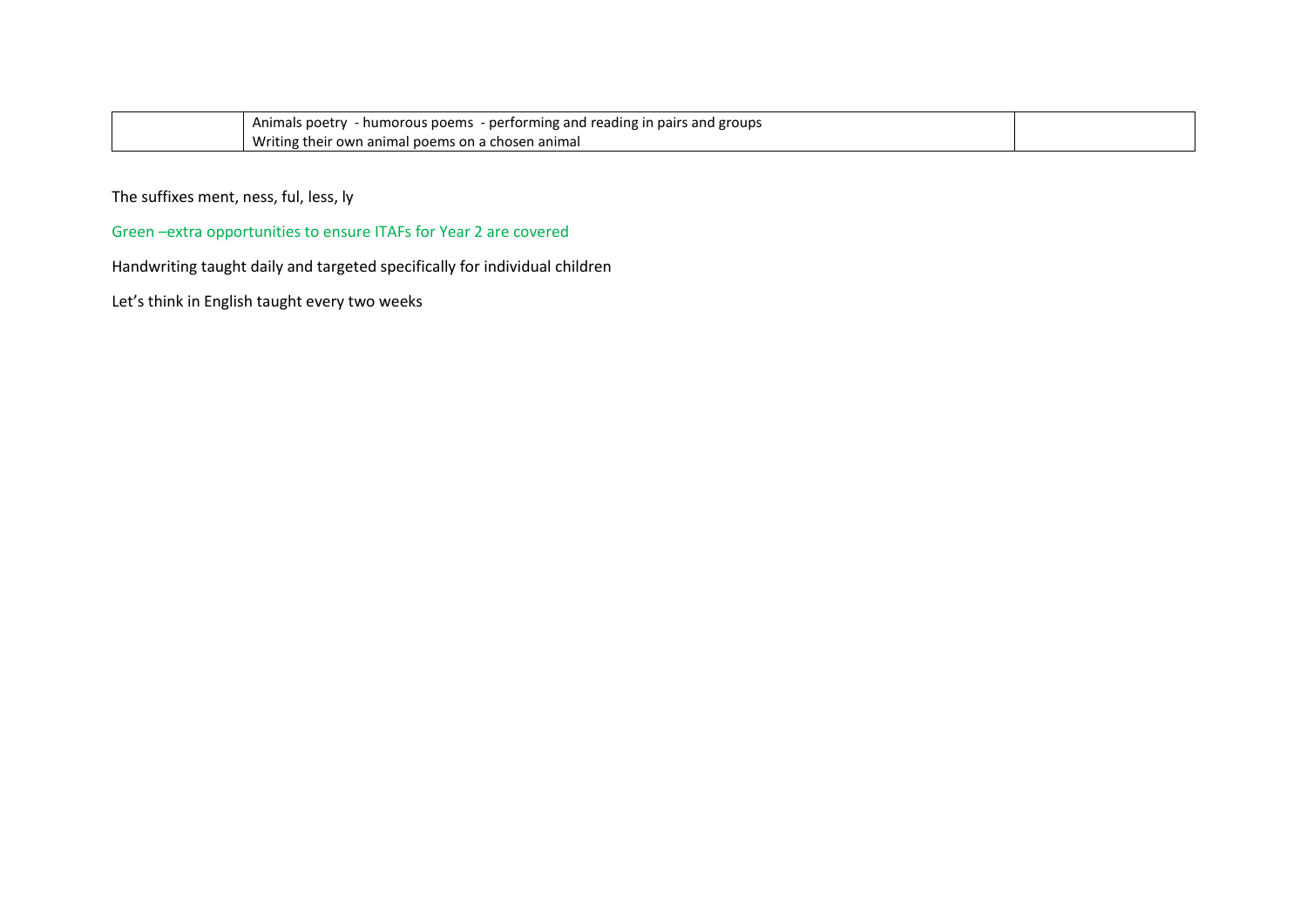| | | |
|---|---|---|
| | Animals poetry - humorous poems - performing and reading in pairs and groups<br>Writing their own animal poems on a chosen animal | |

The suffixes ment, ness, ful, less, ly

Green –extra opportunities to ensure ITAFs for Year 2 are covered

Handwriting taught daily and targeted specifically for individual children

Let's think in English taught every two weeks